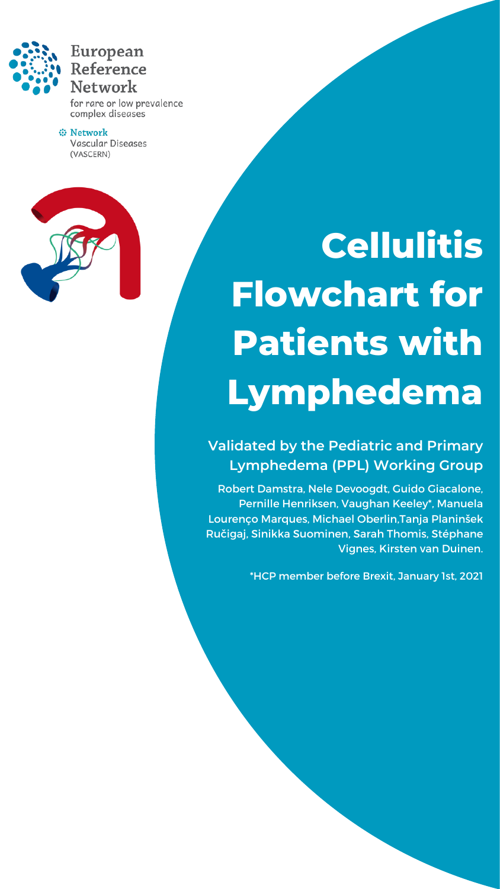European Reference Network

for rare or low prevalence complex diseases

Network Vascular Diseases (VASCERN)

# Cellulitis Flowchart for Patients with Lymphedema

## Validated by the Pediatric and Primary Lymphedema (PPL) Working Group

Robert Damstra, Nele Devoogdt, Guido Giacalone, Pernille Henriksen, Vaughan Keeley*, Manuela Lourenço Marques, Michael Oberlin,Tanja Planinšek Ručigaj, Sinikka Suominen, Sarah Thomis, Stéphane Vignes, Kirsten van Duinen.

*HCP member before Brexit, January 1st, 2021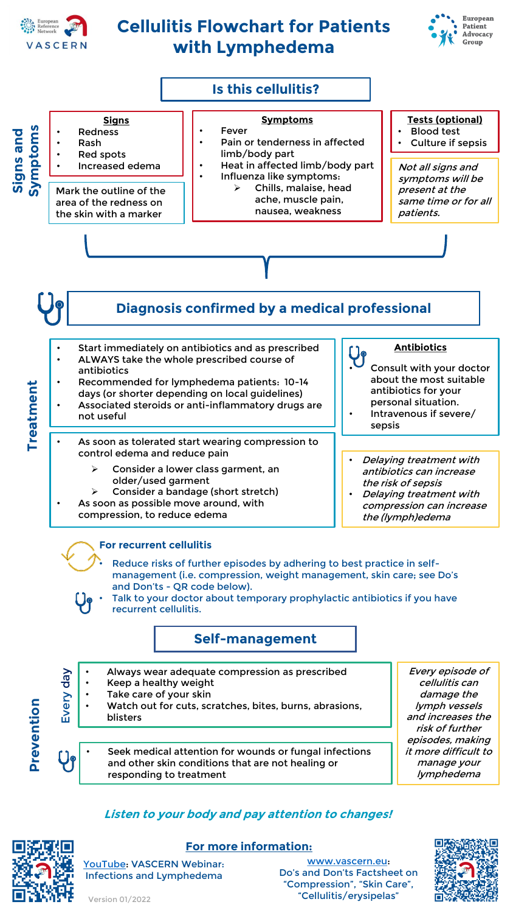# Cellulitis Flowchart for Patients with Lymphedema

## Is this cellulitis?

### Signs and Symptoms

**Signs**

- Redness
- Rash
- Red spots
- Increased edema

Mark the outline of the area of the redness on the skin with a marker

**Symptoms**

- Fever
- Pain or tenderness in affected limb/body part
- Heat in affected limb/body part
- Influenza like symptoms:
  - Chills, malaise, head ache, muscle pain, nausea, weakness

**Tests (optional)**

- Blood test
- Culture if sepsis

*Not all signs and symptoms will be present at the same time or for all patients.*

## Diagnosis confirmed by a medical professional

### Treatment

- Start immediately on antibiotics and as prescribed
- ALWAYS take the whole prescribed course of antibiotics
- Recommended for lymphedema patients: 10-14 days (or shorter depending on local guidelines)
- Associated steroids or anti-inflammatory drugs are not useful

**Antibiotics**

- Consult with your doctor about the most suitable antibiotics for your personal situation.
- Intravenous if severe/ sepsis

- As soon as tolerated start wearing compression to control edema and reduce pain
  - Consider a lower class garment, an older/used garment
  - Consider a bandage (short stretch)
- As soon as possible move around, with compression, to reduce edema

- *Delaying treatment with antibiotics can increase the risk of sepsis*
- *Delaying treatment with compression can increase the (lymph)edema*

**For recurrent cellulitis**

- Reduce risks of further episodes by adhering to best practice in self-management (i.e. compression, weight management, skin care; see Do's and Don'ts - QR code below).
- Talk to your doctor about temporary prophylactic antibiotics if you have recurrent cellulitis.

## Self-management

### Prevention

**Every day**

- Always wear adequate compression as prescribed
- Keep a healthy weight
- Take care of your skin
- Watch out for cuts, scratches, bites, burns, abrasions, blisters

- Seek medical attention for wounds or fungal infections and other skin conditions that are not healing or responding to treatment

*Every episode of cellulitis can damage the lymph vessels and increases the risk of further episodes, making it more difficult to manage your lymphedema*

***Listen to your body and pay attention to changes!***

**For more information:**

YouTube: VASCERN Webinar: Infections and Lymphedema

www.vascern.eu: Do's and Don'ts Factsheet on "Compression", "Skin Care", "Cellulitis/erysipelas"

Version 01/2022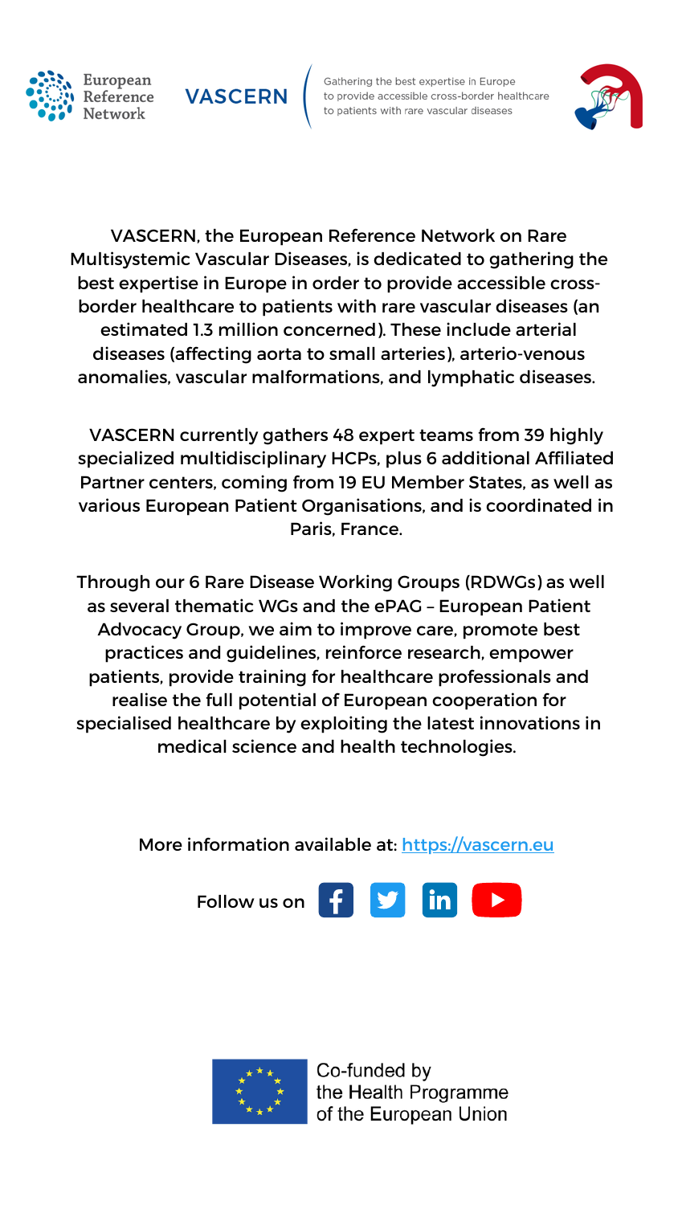European Reference Network

VASCERN

Gathering the best expertise in Europe to provide accessible cross-border healthcare to patients with rare vascular diseases

VASCERN, the European Reference Network on Rare Multisystemic Vascular Diseases, is dedicated to gathering the best expertise in Europe in order to provide accessible cross-border healthcare to patients with rare vascular diseases (an estimated 1.3 million concerned). These include arterial diseases (affecting aorta to small arteries), arterio-venous anomalies, vascular malformations, and lymphatic diseases.

VASCERN currently gathers 48 expert teams from 39 highly specialized multidisciplinary HCPs, plus 6 additional Affiliated Partner centers, coming from 19 EU Member States, as well as various European Patient Organisations, and is coordinated in Paris, France.

Through our 6 Rare Disease Working Groups (RDWGs) as well as several thematic WGs and the ePAG – European Patient Advocacy Group, we aim to improve care, promote best practices and guidelines, reinforce research, empower patients, provide training for healthcare professionals and realise the full potential of European cooperation for specialised healthcare by exploiting the latest innovations in medical science and health technologies.

More information available at: [https://vascern.eu](https://vascern.eu)

Follow us on

Co-funded by the Health Programme of the European Union